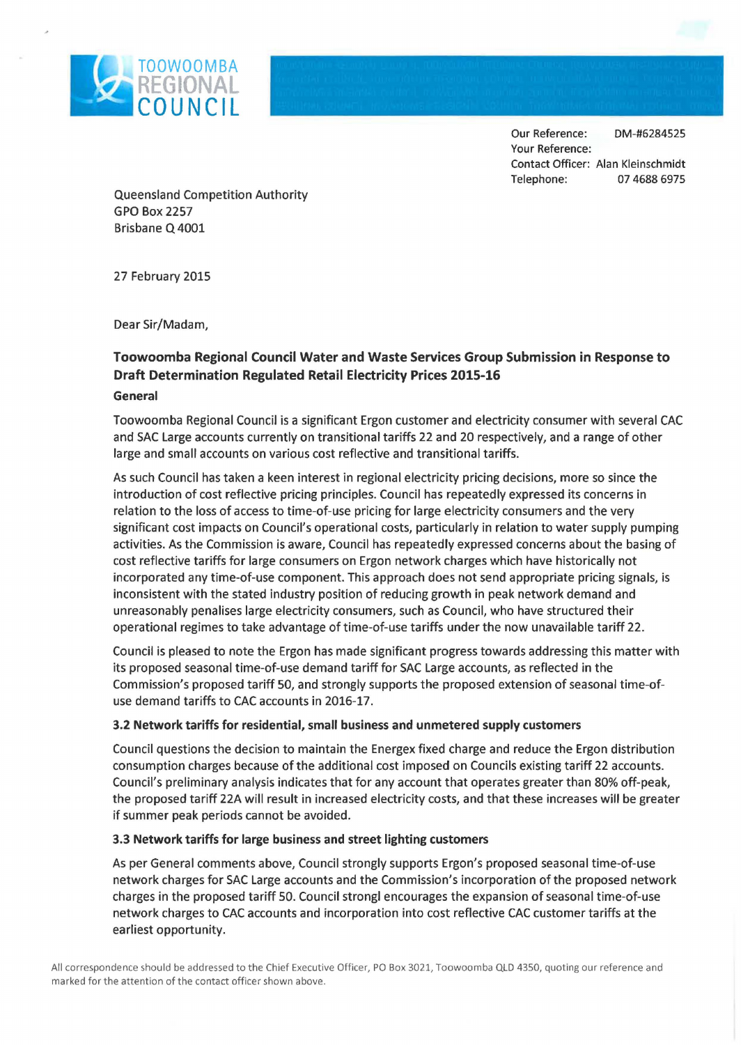TOOWOOMBA REGIONAL COUNCIL

Our Reference: DM-#6284525
Your Reference:
Contact Officer: Alan Kleinschmidt
Telephone: 07 4688 6975

Queensland Competition Authority
GPO Box 2257
Brisbane Q 4001

27 February 2015

Dear Sir/Madam,

**Toowoomba Regional Council Water and Waste Services Group Submission in Response to Draft Determination Regulated Retail Electricity Prices 2015-16**

**General**

Toowoomba Regional Council is a significant Ergon customer and electricity consumer with several CAC and SAC Large accounts currently on transitional tariffs 22 and 20 respectively, and a range of other large and small accounts on various cost reflective and transitional tariffs.

As such Council has taken a keen interest in regional electricity pricing decisions, more so since the introduction of cost reflective pricing principles. Council has repeatedly expressed its concerns in relation to the loss of access to time-of-use pricing for large electricity consumers and the very significant cost impacts on Council's operational costs, particularly in relation to water supply pumping activities. As the Commission is aware, Council has repeatedly expressed concerns about the basing of cost reflective tariffs for large consumers on Ergon network charges which have historically not incorporated any time-of-use component. This approach does not send appropriate pricing signals, is inconsistent with the stated industry position of reducing growth in peak network demand and unreasonably penalises large electricity consumers, such as Council, who have structured their operational regimes to take advantage of time-of-use tariffs under the now unavailable tariff 22.

Council is pleased to note the Ergon has made significant progress towards addressing this matter with its proposed seasonal time-of-use demand tariff for SAC Large accounts, as reflected in the Commission's proposed tariff 50, and strongly supports the proposed extension of seasonal time-of-use demand tariffs to CAC accounts in 2016-17.

**3.2 Network tariffs for residential, small business and unmetered supply customers**

Council questions the decision to maintain the Energex fixed charge and reduce the Ergon distribution consumption charges because of the additional cost imposed on Councils existing tariff 22 accounts. Council's preliminary analysis indicates that for any account that operates greater than 80% off-peak, the proposed tariff 22A will result in increased electricity costs, and that these increases will be greater if summer peak periods cannot be avoided.

**3.3 Network tariffs for large business and street lighting customers**

As per General comments above, Council strongly supports Ergon's proposed seasonal time-of-use network charges for SAC Large accounts and the Commission's incorporation of the proposed network charges in the proposed tariff 50. Council strongl encourages the expansion of seasonal time-of-use network charges to CAC accounts and incorporation into cost reflective CAC customer tariffs at the earliest opportunity.

All correspondence should be addressed to the Chief Executive Officer, PO Box 3021, Toowoomba QLD 4350, quoting our reference and marked for the attention of the contact officer shown above.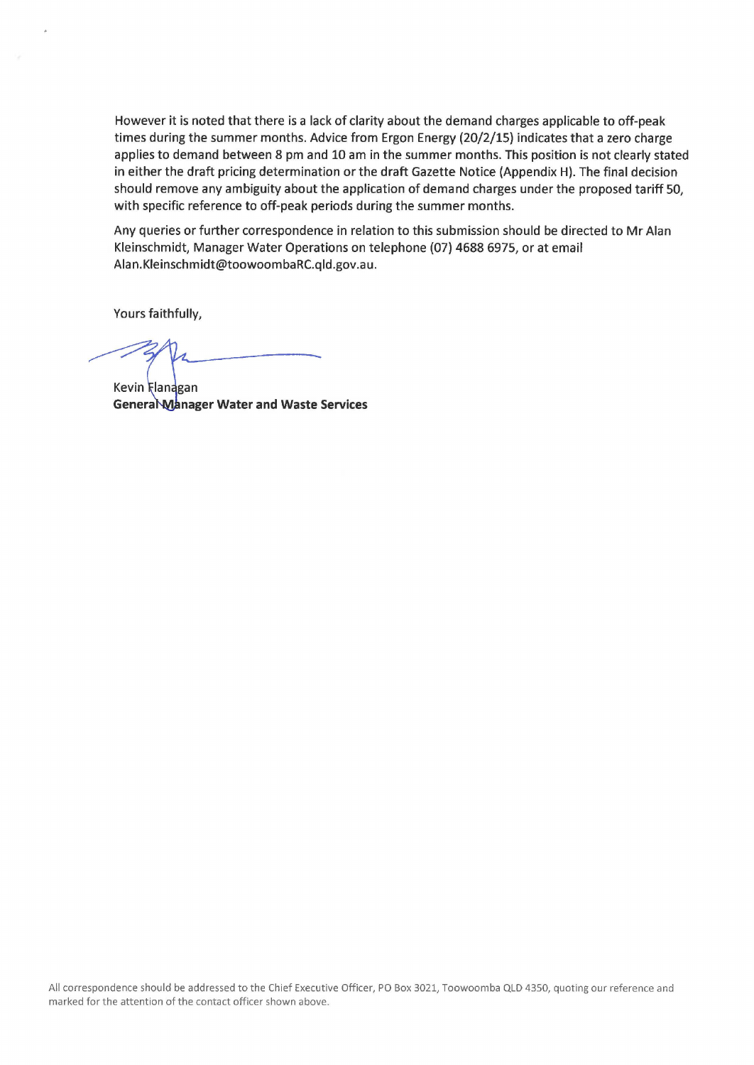However it is noted that there is a lack of clarity about the demand charges applicable to off-peak times during the summer months. Advice from Ergon Energy (20/2/15) indicates that a zero charge applies to demand between 8 pm and 10 am in the summer months. This position is not clearly stated in either the draft pricing determination or the draft Gazette Notice (Appendix H). The final decision should remove any ambiguity about the application of demand charges under the proposed tariff 50, with specific reference to off-peak periods during the summer months.

Any queries or further correspondence in relation to this submission should be directed to Mr Alan Kleinschmidt, Manager Water Operations on telephone (07) 4688 6975, or at email Alan.Kleinschmidt@toowoombaRC.qld.gov.au.

Yours faithfully,

Kevin Flanagan
**General Manager Water and Waste Services**

All correspondence should be addressed to the Chief Executive Officer, PO Box 3021, Toowoomba QLD 4350, quoting our reference and marked for the attention of the contact officer shown above.